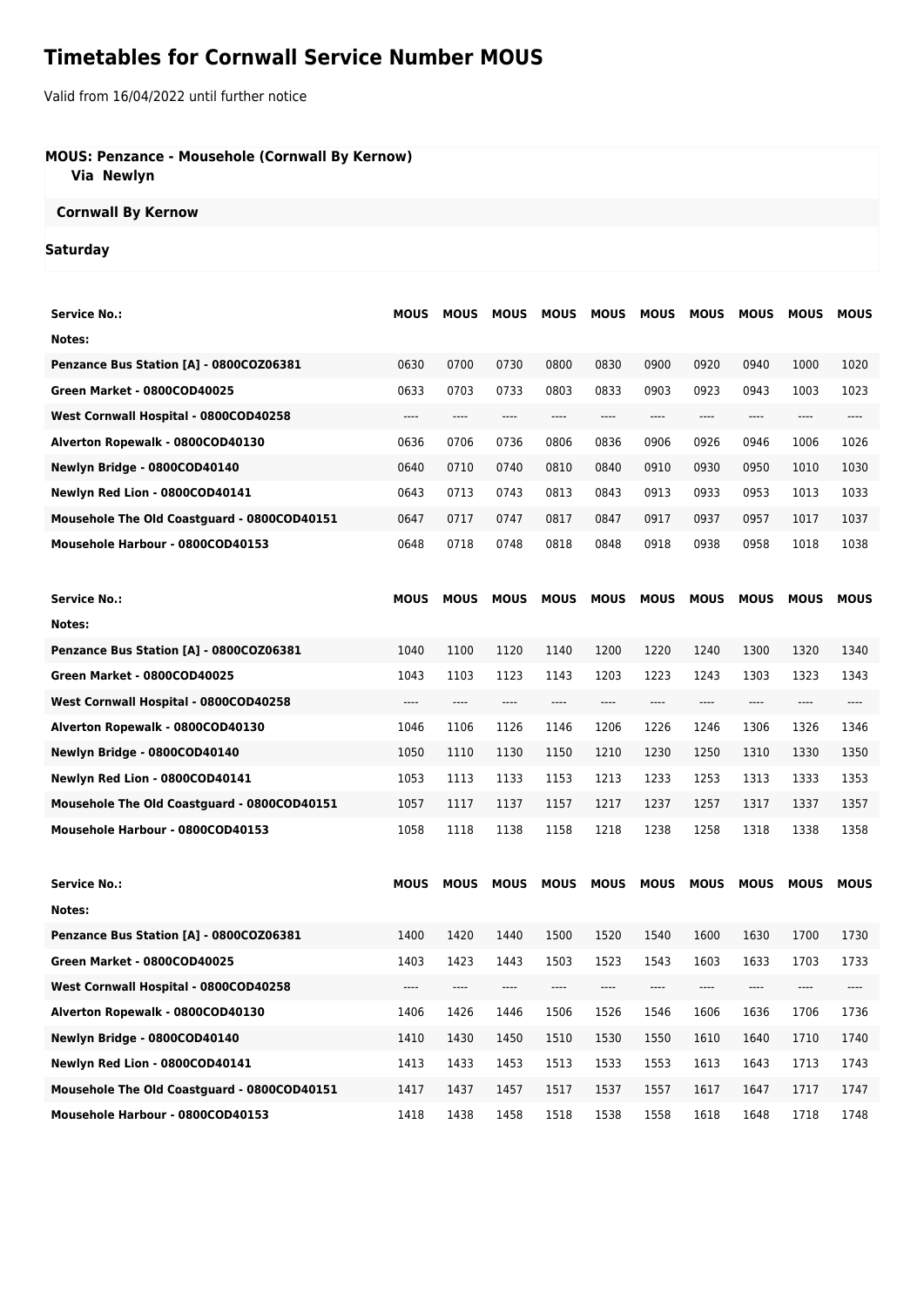# Timetables for Cornwall Service Number MOUS

Valid from 16/04/2022 until further notice

**MOUS: Penzance - Mousehole (Cornwall By Kernow)**
**Via Newlyn**

**Cornwall By Kernow**

**Saturday**

| Service No.: | MOUS | MOUS | MOUS | MOUS | MOUS | MOUS | MOUS | MOUS | MOUS | MOUS |
|---|---|---|---|---|---|---|---|---|---|---|
| Notes: | | | | | | | | | | |
| Penzance Bus Station [A] - 0800COZ06381 | 0630 | 0700 | 0730 | 0800 | 0830 | 0900 | 0920 | 0940 | 1000 | 1020 |
| Green Market - 0800COD40025 | 0633 | 0703 | 0733 | 0803 | 0833 | 0903 | 0923 | 0943 | 1003 | 1023 |
| West Cornwall Hospital - 0800COD40258 | ---- | ---- | ---- | ---- | ---- | ---- | ---- | ---- | ---- | ---- |
| Alverton Ropewalk - 0800COD40130 | 0636 | 0706 | 0736 | 0806 | 0836 | 0906 | 0926 | 0946 | 1006 | 1026 |
| Newlyn Bridge - 0800COD40140 | 0640 | 0710 | 0740 | 0810 | 0840 | 0910 | 0930 | 0950 | 1010 | 1030 |
| Newlyn Red Lion - 0800COD40141 | 0643 | 0713 | 0743 | 0813 | 0843 | 0913 | 0933 | 0953 | 1013 | 1033 |
| Mousehole The Old Coastguard - 0800COD40151 | 0647 | 0717 | 0747 | 0817 | 0847 | 0917 | 0937 | 0957 | 1017 | 1037 |
| Mousehole Harbour - 0800COD40153 | 0648 | 0718 | 0748 | 0818 | 0848 | 0918 | 0938 | 0958 | 1018 | 1038 |

| Service No.: | MOUS | MOUS | MOUS | MOUS | MOUS | MOUS | MOUS | MOUS | MOUS | MOUS |
|---|---|---|---|---|---|---|---|---|---|---|
| Notes: | | | | | | | | | | |
| Penzance Bus Station [A] - 0800COZ06381 | 1040 | 1100 | 1120 | 1140 | 1200 | 1220 | 1240 | 1300 | 1320 | 1340 |
| Green Market - 0800COD40025 | 1043 | 1103 | 1123 | 1143 | 1203 | 1223 | 1243 | 1303 | 1323 | 1343 |
| West Cornwall Hospital - 0800COD40258 | ---- | ---- | ---- | ---- | ---- | ---- | ---- | ---- | ---- | ---- |
| Alverton Ropewalk - 0800COD40130 | 1046 | 1106 | 1126 | 1146 | 1206 | 1226 | 1246 | 1306 | 1326 | 1346 |
| Newlyn Bridge - 0800COD40140 | 1050 | 1110 | 1130 | 1150 | 1210 | 1230 | 1250 | 1310 | 1330 | 1350 |
| Newlyn Red Lion - 0800COD40141 | 1053 | 1113 | 1133 | 1153 | 1213 | 1233 | 1253 | 1313 | 1333 | 1353 |
| Mousehole The Old Coastguard - 0800COD40151 | 1057 | 1117 | 1137 | 1157 | 1217 | 1237 | 1257 | 1317 | 1337 | 1357 |
| Mousehole Harbour - 0800COD40153 | 1058 | 1118 | 1138 | 1158 | 1218 | 1238 | 1258 | 1318 | 1338 | 1358 |

| Service No.: | MOUS | MOUS | MOUS | MOUS | MOUS | MOUS | MOUS | MOUS | MOUS | MOUS |
|---|---|---|---|---|---|---|---|---|---|---|
| Notes: | | | | | | | | | | |
| Penzance Bus Station [A] - 0800COZ06381 | 1400 | 1420 | 1440 | 1500 | 1520 | 1540 | 1600 | 1630 | 1700 | 1730 |
| Green Market - 0800COD40025 | 1403 | 1423 | 1443 | 1503 | 1523 | 1543 | 1603 | 1633 | 1703 | 1733 |
| West Cornwall Hospital - 0800COD40258 | ---- | ---- | ---- | ---- | ---- | ---- | ---- | ---- | ---- | ---- |
| Alverton Ropewalk - 0800COD40130 | 1406 | 1426 | 1446 | 1506 | 1526 | 1546 | 1606 | 1636 | 1706 | 1736 |
| Newlyn Bridge - 0800COD40140 | 1410 | 1430 | 1450 | 1510 | 1530 | 1550 | 1610 | 1640 | 1710 | 1740 |
| Newlyn Red Lion - 0800COD40141 | 1413 | 1433 | 1453 | 1513 | 1533 | 1553 | 1613 | 1643 | 1713 | 1743 |
| Mousehole The Old Coastguard - 0800COD40151 | 1417 | 1437 | 1457 | 1517 | 1537 | 1557 | 1617 | 1647 | 1717 | 1747 |
| Mousehole Harbour - 0800COD40153 | 1418 | 1438 | 1458 | 1518 | 1538 | 1558 | 1618 | 1648 | 1718 | 1748 |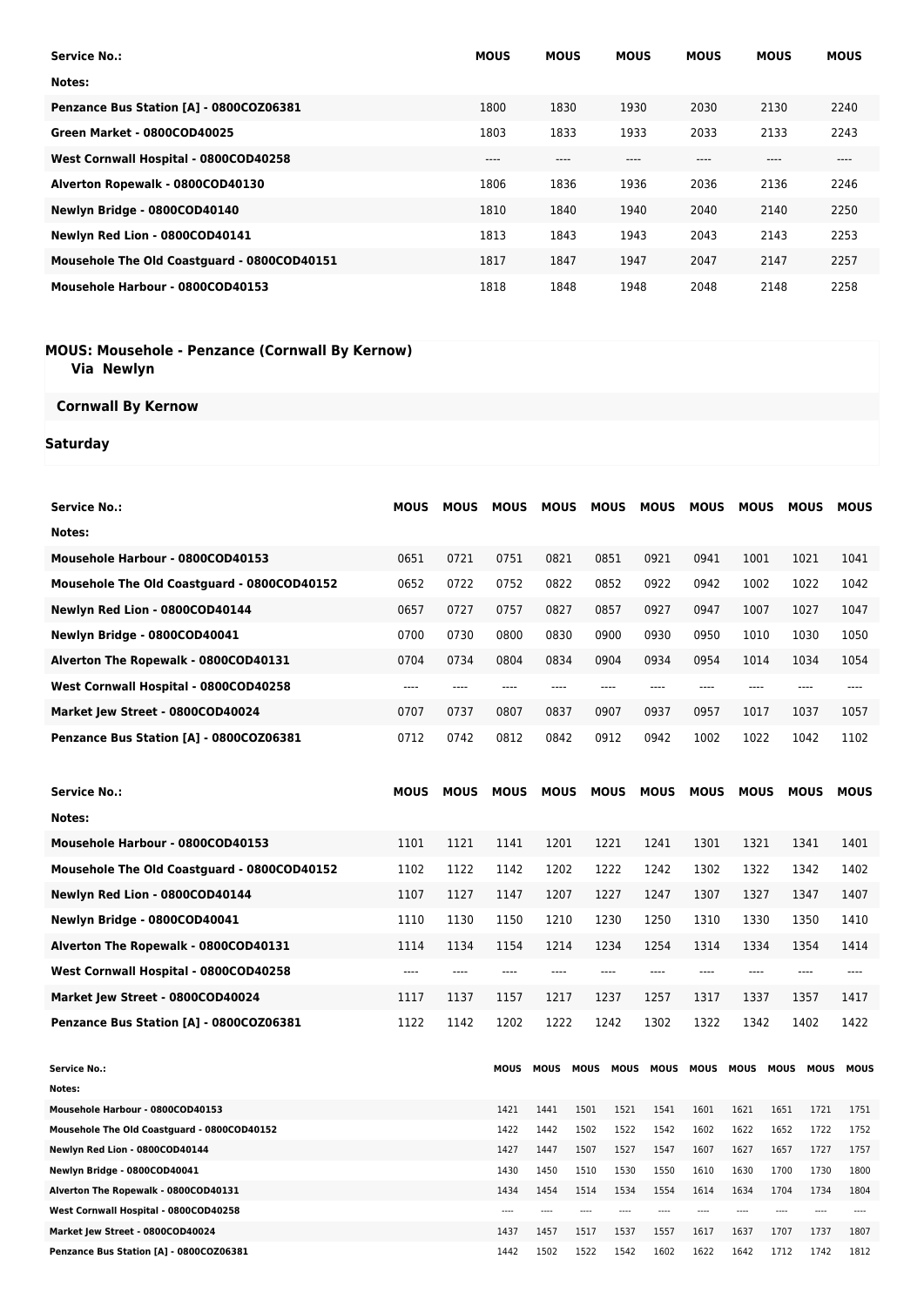| Service No.: | MOUS | MOUS | MOUS | MOUS | MOUS | MOUS |
|---|---|---|---|---|---|---|
| Notes: | | | | | | |
| Penzance Bus Station [A] - 0800COZ06381 | 1800 | 1830 | 1930 | 2030 | 2130 | 2240 |
| Green Market - 0800COD40025 | 1803 | 1833 | 1933 | 2033 | 2133 | 2243 |
| West Cornwall Hospital - 0800COD40258 | ---- | ---- | ---- | ---- | ---- | ---- |
| Alverton Ropewalk - 0800COD40130 | 1806 | 1836 | 1936 | 2036 | 2136 | 2246 |
| Newlyn Bridge - 0800COD40140 | 1810 | 1840 | 1940 | 2040 | 2140 | 2250 |
| Newlyn Red Lion - 0800COD40141 | 1813 | 1843 | 1943 | 2043 | 2143 | 2253 |
| Mousehole The Old Coastguard - 0800COD40151 | 1817 | 1847 | 1947 | 2047 | 2147 | 2257 |
| Mousehole Harbour - 0800COD40153 | 1818 | 1848 | 1948 | 2048 | 2148 | 2258 |

## MOUS: Mousehole - Penzance (Cornwall By Kernow)

Via Newlyn

### Cornwall By Kernow

### Saturday

| Service No.: | MOUS | MOUS | MOUS | MOUS | MOUS | MOUS | MOUS | MOUS | MOUS | MOUS |
|---|---|---|---|---|---|---|---|---|---|---|
| Notes: | | | | | | | | | | |
| Mousehole Harbour - 0800COD40153 | 0651 | 0721 | 0751 | 0821 | 0851 | 0921 | 0941 | 1001 | 1021 | 1041 |
| Mousehole The Old Coastguard - 0800COD40152 | 0652 | 0722 | 0752 | 0822 | 0852 | 0922 | 0942 | 1002 | 1022 | 1042 |
| Newlyn Red Lion - 0800COD40144 | 0657 | 0727 | 0757 | 0827 | 0857 | 0927 | 0947 | 1007 | 1027 | 1047 |
| Newlyn Bridge - 0800COD40041 | 0700 | 0730 | 0800 | 0830 | 0900 | 0930 | 0950 | 1010 | 1030 | 1050 |
| Alverton The Ropewalk - 0800COD40131 | 0704 | 0734 | 0804 | 0834 | 0904 | 0934 | 0954 | 1014 | 1034 | 1054 |
| West Cornwall Hospital - 0800COD40258 | ---- | ---- | ---- | ---- | ---- | ---- | ---- | ---- | ---- | ---- |
| Market Jew Street - 0800COD40024 | 0707 | 0737 | 0807 | 0837 | 0907 | 0937 | 0957 | 1017 | 1037 | 1057 |
| Penzance Bus Station [A] - 0800COZ06381 | 0712 | 0742 | 0812 | 0842 | 0912 | 0942 | 1002 | 1022 | 1042 | 1102 |

| Service No.: | MOUS | MOUS | MOUS | MOUS | MOUS | MOUS | MOUS | MOUS | MOUS | MOUS |
|---|---|---|---|---|---|---|---|---|---|---|
| Notes: | | | | | | | | | | |
| Mousehole Harbour - 0800COD40153 | 1101 | 1121 | 1141 | 1201 | 1221 | 1241 | 1301 | 1321 | 1341 | 1401 |
| Mousehole The Old Coastguard - 0800COD40152 | 1102 | 1122 | 1142 | 1202 | 1222 | 1242 | 1302 | 1322 | 1342 | 1402 |
| Newlyn Red Lion - 0800COD40144 | 1107 | 1127 | 1147 | 1207 | 1227 | 1247 | 1307 | 1327 | 1347 | 1407 |
| Newlyn Bridge - 0800COD40041 | 1110 | 1130 | 1150 | 1210 | 1230 | 1250 | 1310 | 1330 | 1350 | 1410 |
| Alverton The Ropewalk - 0800COD40131 | 1114 | 1134 | 1154 | 1214 | 1234 | 1254 | 1314 | 1334 | 1354 | 1414 |
| West Cornwall Hospital - 0800COD40258 | ---- | ---- | ---- | ---- | ---- | ---- | ---- | ---- | ---- | ---- |
| Market Jew Street - 0800COD40024 | 1117 | 1137 | 1157 | 1217 | 1237 | 1257 | 1317 | 1337 | 1357 | 1417 |
| Penzance Bus Station [A] - 0800COZ06381 | 1122 | 1142 | 1202 | 1222 | 1242 | 1302 | 1322 | 1342 | 1402 | 1422 |

| Service No.: | MOUS | MOUS | MOUS | MOUS | MOUS | MOUS | MOUS | MOUS | MOUS | MOUS |
|---|---|---|---|---|---|---|---|---|---|---|
| Notes: | | | | | | | | | | |
| Mousehole Harbour - 0800COD40153 | 1421 | 1441 | 1501 | 1521 | 1541 | 1601 | 1621 | 1651 | 1721 | 1751 |
| Mousehole The Old Coastguard - 0800COD40152 | 1422 | 1442 | 1502 | 1522 | 1542 | 1602 | 1622 | 1652 | 1722 | 1752 |
| Newlyn Red Lion - 0800COD40144 | 1427 | 1447 | 1507 | 1527 | 1547 | 1607 | 1627 | 1657 | 1727 | 1757 |
| Newlyn Bridge - 0800COD40041 | 1430 | 1450 | 1510 | 1530 | 1550 | 1610 | 1630 | 1700 | 1730 | 1800 |
| Alverton The Ropewalk - 0800COD40131 | 1434 | 1454 | 1514 | 1534 | 1554 | 1614 | 1634 | 1704 | 1734 | 1804 |
| West Cornwall Hospital - 0800COD40258 | ---- | ---- | ---- | ---- | ---- | ---- | ---- | ---- | ---- | ---- |
| Market Jew Street - 0800COD40024 | 1437 | 1457 | 1517 | 1537 | 1557 | 1617 | 1637 | 1707 | 1737 | 1807 |
| Penzance Bus Station [A] - 0800COZ06381 | 1442 | 1502 | 1522 | 1542 | 1602 | 1622 | 1642 | 1712 | 1742 | 1812 |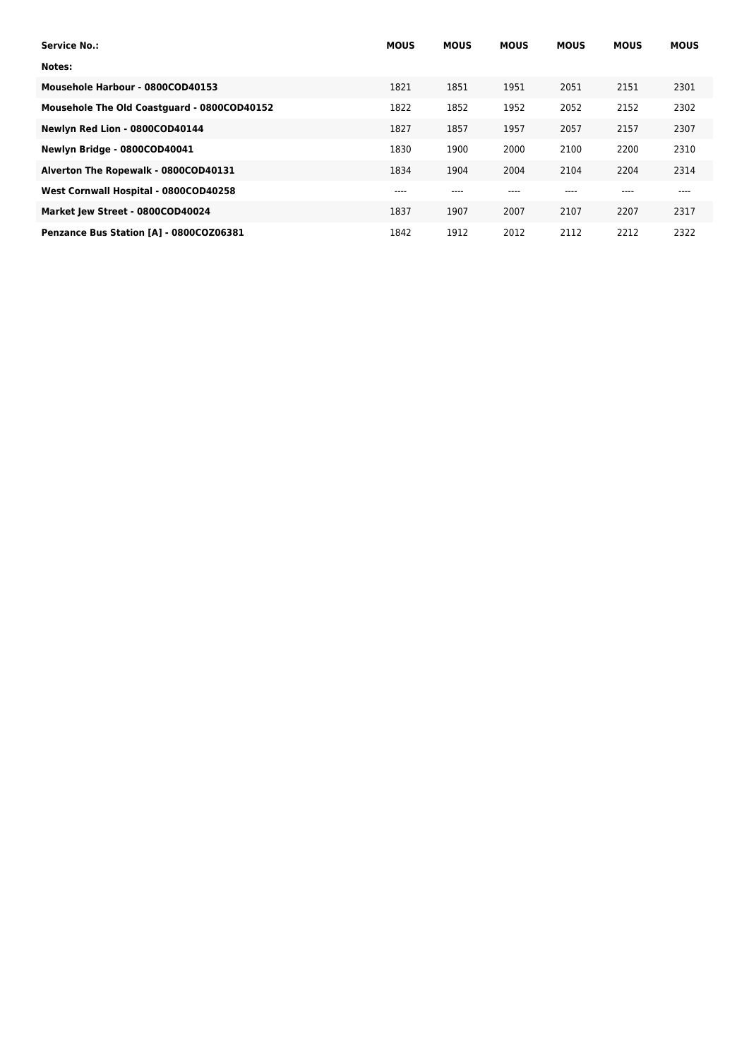| Service No.: | MOUS | MOUS | MOUS | MOUS | MOUS | MOUS |
|---|---|---|---|---|---|---|
| Notes: | | | | | | |
| Mousehole Harbour - 0800COD40153 | 1821 | 1851 | 1951 | 2051 | 2151 | 2301 |
| Mousehole The Old Coastguard - 0800COD40152 | 1822 | 1852 | 1952 | 2052 | 2152 | 2302 |
| Newlyn Red Lion - 0800COD40144 | 1827 | 1857 | 1957 | 2057 | 2157 | 2307 |
| Newlyn Bridge - 0800COD40041 | 1830 | 1900 | 2000 | 2100 | 2200 | 2310 |
| Alverton The Ropewalk - 0800COD40131 | 1834 | 1904 | 2004 | 2104 | 2204 | 2314 |
| West Cornwall Hospital - 0800COD40258 | ---- | ---- | ---- | ---- | ---- | ---- |
| Market Jew Street - 0800COD40024 | 1837 | 1907 | 2007 | 2107 | 2207 | 2317 |
| Penzance Bus Station [A] - 0800COZ06381 | 1842 | 1912 | 2012 | 2112 | 2212 | 2322 |